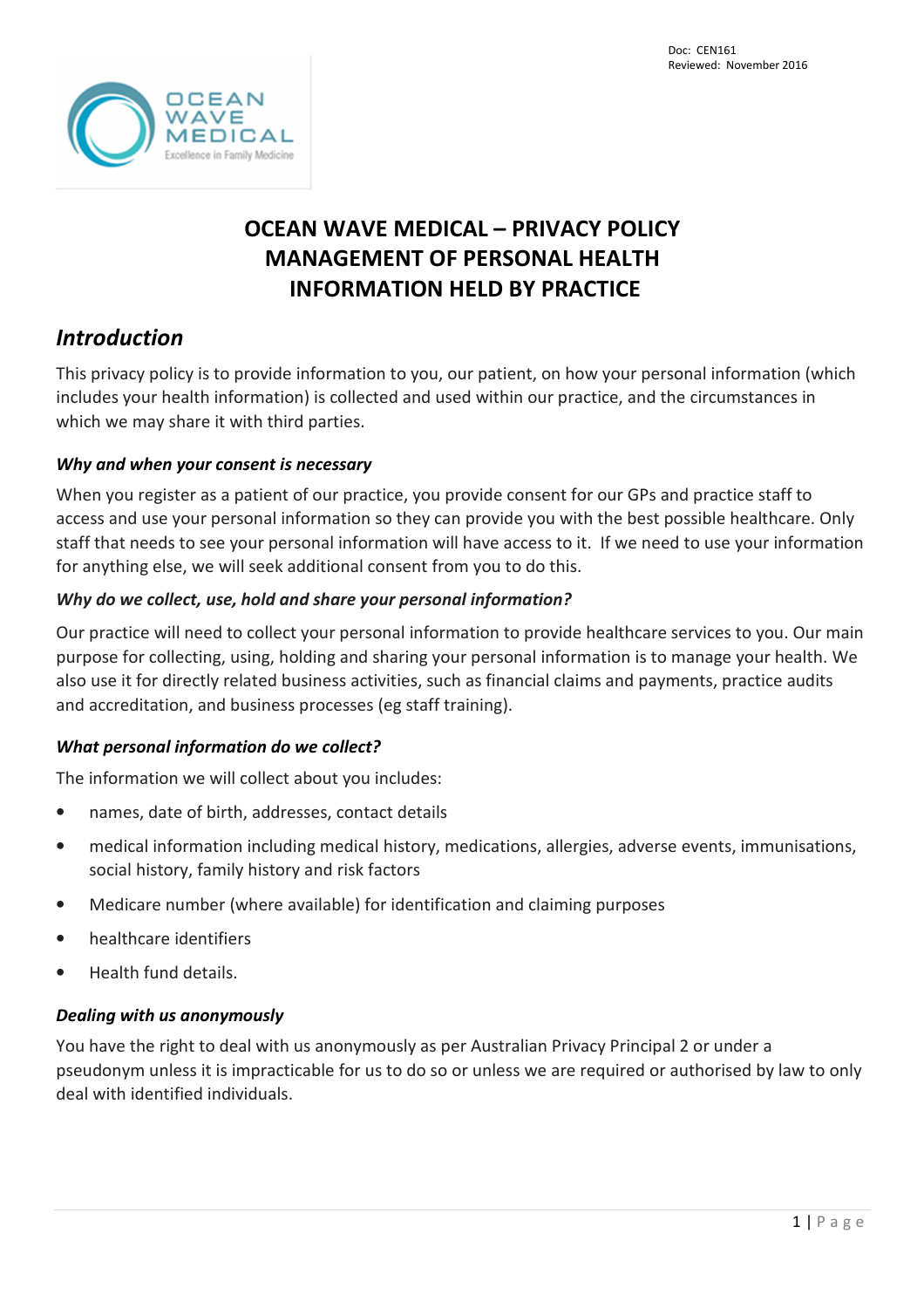Doc: CEN161
Reviewed: November 2016

# OCEAN WAVE MEDICAL – PRIVACY POLICY MANAGEMENT OF PERSONAL HEALTH INFORMATION HELD BY PRACTICE

## *Introduction*

This privacy policy is to provide information to you, our patient, on how your personal information (which includes your health information) is collected and used within our practice, and the circumstances in which we may share it with third parties.

### *Why and when your consent is necessary*

When you register as a patient of our practice, you provide consent for our GPs and practice staff to access and use your personal information so they can provide you with the best possible healthcare. Only staff that needs to see your personal information will have access to it. If we need to use your information for anything else, we will seek additional consent from you to do this.

### *Why do we collect, use, hold and share your personal information?*

Our practice will need to collect your personal information to provide healthcare services to you. Our main purpose for collecting, using, holding and sharing your personal information is to manage your health. We also use it for directly related business activities, such as financial claims and payments, practice audits and accreditation, and business processes (eg staff training).

### *What personal information do we collect?*

The information we will collect about you includes:

- names, date of birth, addresses, contact details
- medical information including medical history, medications, allergies, adverse events, immunisations, social history, family history and risk factors
- Medicare number (where available) for identification and claiming purposes
- healthcare identifiers
- Health fund details.

### *Dealing with us anonymously*

You have the right to deal with us anonymously as per Australian Privacy Principal 2 or under a pseudonym unless it is impracticable for us to do so or unless we are required or authorised by law to only deal with identified individuals.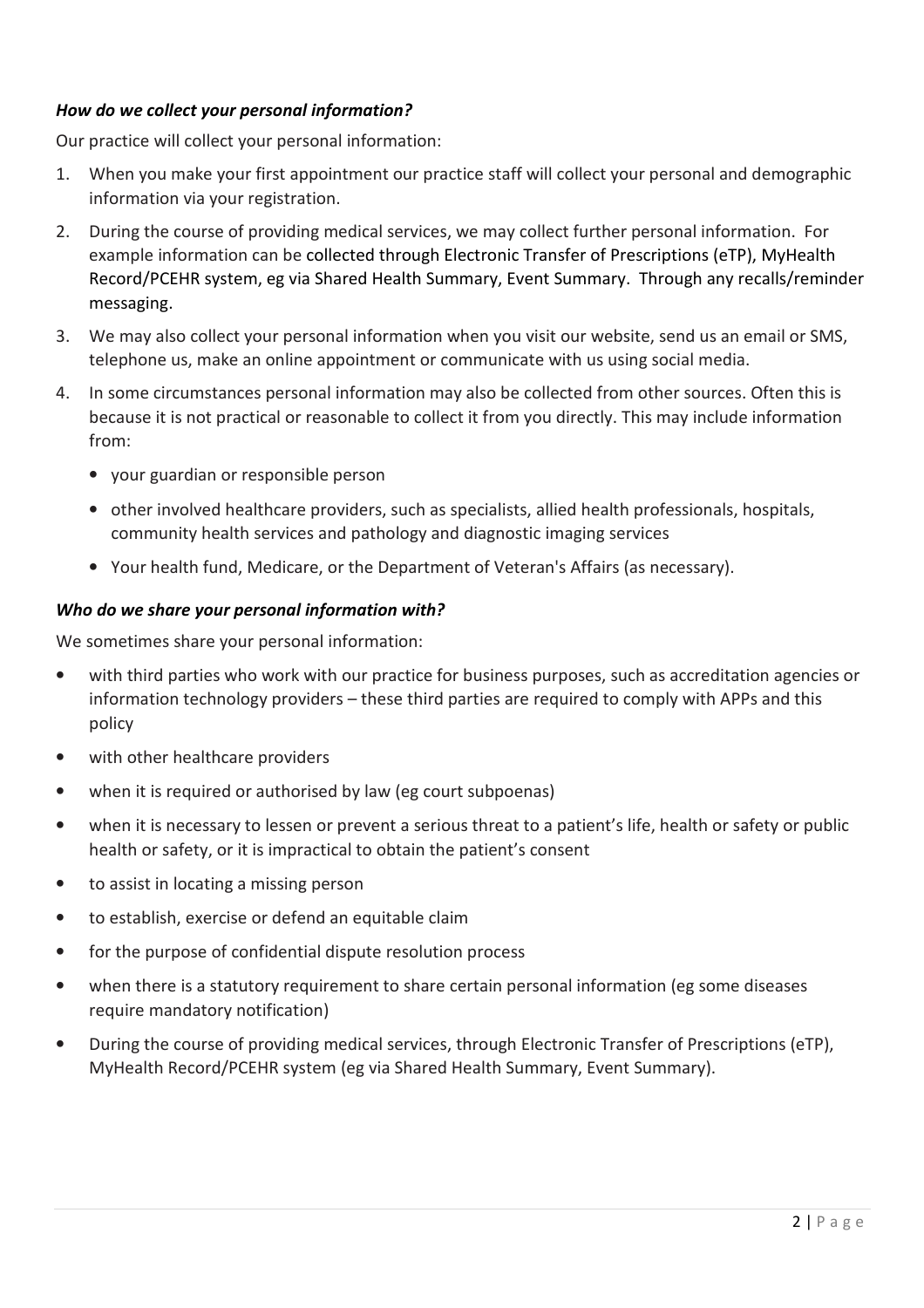***How do we collect your personal information?***

Our practice will collect your personal information:

1. When you make your first appointment our practice staff will collect your personal and demographic information via your registration.
2. During the course of providing medical services, we may collect further personal information. For example information can be collected through Electronic Transfer of Prescriptions (eTP), MyHealth Record/PCEHR system, eg via Shared Health Summary, Event Summary. Through any recalls/reminder messaging.
3. We may also collect your personal information when you visit our website, send us an email or SMS, telephone us, make an online appointment or communicate with us using social media.
4. In some circumstances personal information may also be collected from other sources. Often this is because it is not practical or reasonable to collect it from you directly. This may include information from:
   - your guardian or responsible person
   - other involved healthcare providers, such as specialists, allied health professionals, hospitals, community health services and pathology and diagnostic imaging services
   - Your health fund, Medicare, or the Department of Veteran's Affairs (as necessary).

***Who do we share your personal information with?***

We sometimes share your personal information:

- with third parties who work with our practice for business purposes, such as accreditation agencies or information technology providers – these third parties are required to comply with APPs and this policy
- with other healthcare providers
- when it is required or authorised by law (eg court subpoenas)
- when it is necessary to lessen or prevent a serious threat to a patient's life, health or safety or public health or safety, or it is impractical to obtain the patient's consent
- to assist in locating a missing person
- to establish, exercise or defend an equitable claim
- for the purpose of confidential dispute resolution process
- when there is a statutory requirement to share certain personal information (eg some diseases require mandatory notification)
- During the course of providing medical services, through Electronic Transfer of Prescriptions (eTP), MyHealth Record/PCEHR system (eg via Shared Health Summary, Event Summary).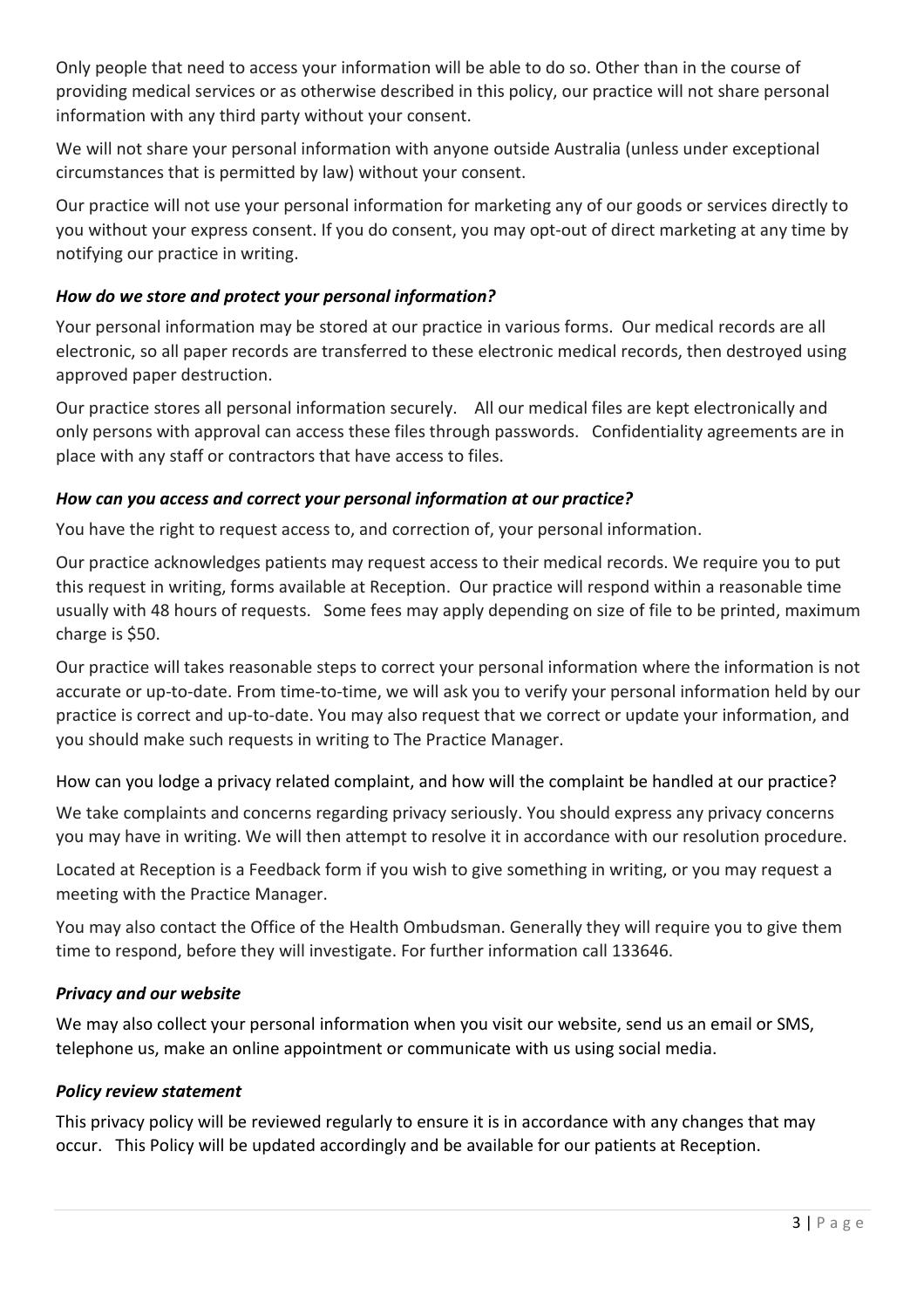Only people that need to access your information will be able to do so. Other than in the course of providing medical services or as otherwise described in this policy, our practice will not share personal information with any third party without your consent.

We will not share your personal information with anyone outside Australia (unless under exceptional circumstances that is permitted by law) without your consent.

Our practice will not use your personal information for marketing any of our goods or services directly to you without your express consent. If you do consent, you may opt-out of direct marketing at any time by notifying our practice in writing.

### *How do we store and protect your personal information?*

Your personal information may be stored at our practice in various forms. Our medical records are all electronic, so all paper records are transferred to these electronic medical records, then destroyed using approved paper destruction.

Our practice stores all personal information securely. All our medical files are kept electronically and only persons with approval can access these files through passwords. Confidentiality agreements are in place with any staff or contractors that have access to files.

### *How can you access and correct your personal information at our practice?*

You have the right to request access to, and correction of, your personal information.

Our practice acknowledges patients may request access to their medical records. We require you to put this request in writing, forms available at Reception. Our practice will respond within a reasonable time usually with 48 hours of requests. Some fees may apply depending on size of file to be printed, maximum charge is $50.

Our practice will takes reasonable steps to correct your personal information where the information is not accurate or up-to-date. From time-to-time, we will ask you to verify your personal information held by our practice is correct and up-to-date. You may also request that we correct or update your information, and you should make such requests in writing to The Practice Manager.

How can you lodge a privacy related complaint, and how will the complaint be handled at our practice?

We take complaints and concerns regarding privacy seriously. You should express any privacy concerns you may have in writing. We will then attempt to resolve it in accordance with our resolution procedure.

Located at Reception is a Feedback form if you wish to give something in writing, or you may request a meeting with the Practice Manager.

You may also contact the Office of the Health Ombudsman. Generally they will require you to give them time to respond, before they will investigate. For further information call 133646.

### *Privacy and our website*

We may also collect your personal information when you visit our website, send us an email or SMS, telephone us, make an online appointment or communicate with us using social media.

### *Policy review statement*

This privacy policy will be reviewed regularly to ensure it is in accordance with any changes that may occur. This Policy will be updated accordingly and be available for our patients at Reception.